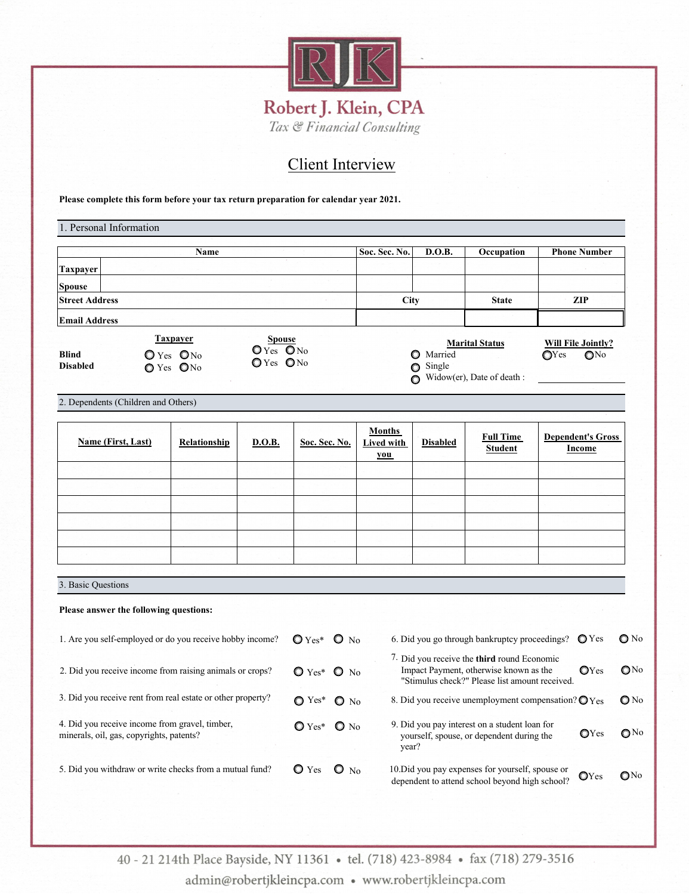RJK

**Robert J. Klein, CPA**

*Tax & Financial Consulting*

# Client Interview

**Please complete this form before your tax return preparation for calendar year 2021.**

## 1. Personal Information

| | Name | Soc. Sec. No. | D.O.B. | Occupation | Phone Number |
|---|---|---|---|---|---|
| **Taxpayer** | | | | | |
| **Spouse** | | | | | |
| **Street Address** | | City | | State | ZIP |
| **Email Address** | | | | | |

| | Taxpayer | Spouse |
|---|---|---|
| **Blind** | ○ Yes ○ No | ○ Yes ○ No |
| **Disabled** | ○ Yes ○ No | ○ Yes ○ No |

**Marital Status**
- ○ Married
- ○ Single
- ○ Widow(er), Date of death : ____________

**Will File Jointly?** ○ Yes ○ No

## 2. Dependents (Children and Others)

| Name (First, Last) | Relationship | D.O.B. | Soc. Sec. No. | Months Lived with you | Disabled | Full Time Student | Dependent's Gross Income |
|---|---|---|---|---|---|---|---|
| | | | | | | | |
| | | | | | | | |
| | | | | | | | |
| | | | | | | | |
| | | | | | | | |
| | | | | | | | |

## 3. Basic Questions

**Please answer the following questions:**

1. Are you self-employed or do you receive hobby income? ○ Yes* ○ No
2. Did you receive income from raising animals or crops? ○ Yes* ○ No
3. Did you receive rent from real estate or other property? ○ Yes* ○ No
4. Did you receive income from gravel, timber, minerals, oil, gas, copyrights, patents? ○ Yes* ○ No
5. Did you withdraw or write checks from a mutual fund? ○ Yes ○ No
6. Did you go through bankruptcy proceedings? ○ Yes ○ No
7. Did you receive the **third** round Economic Impact Payment, otherwise known as the "Stimulus check?" Please list amount received. ○ Yes ○ No
8. Did you receive unemployment compensation? ○ Yes ○ No
9. Did you pay interest on a student loan for yourself, spouse, or dependent during the year? ○ Yes ○ No
10. Did you pay expenses for yourself, spouse or dependent to attend school beyond high school? ○ Yes ○ No

40 - 21 214th Place Bayside, NY 11361 • tel. (718) 423-8984 • fax (718) 279-3516
admin@robertjkleincpa.com • www.robertjkleincpa.com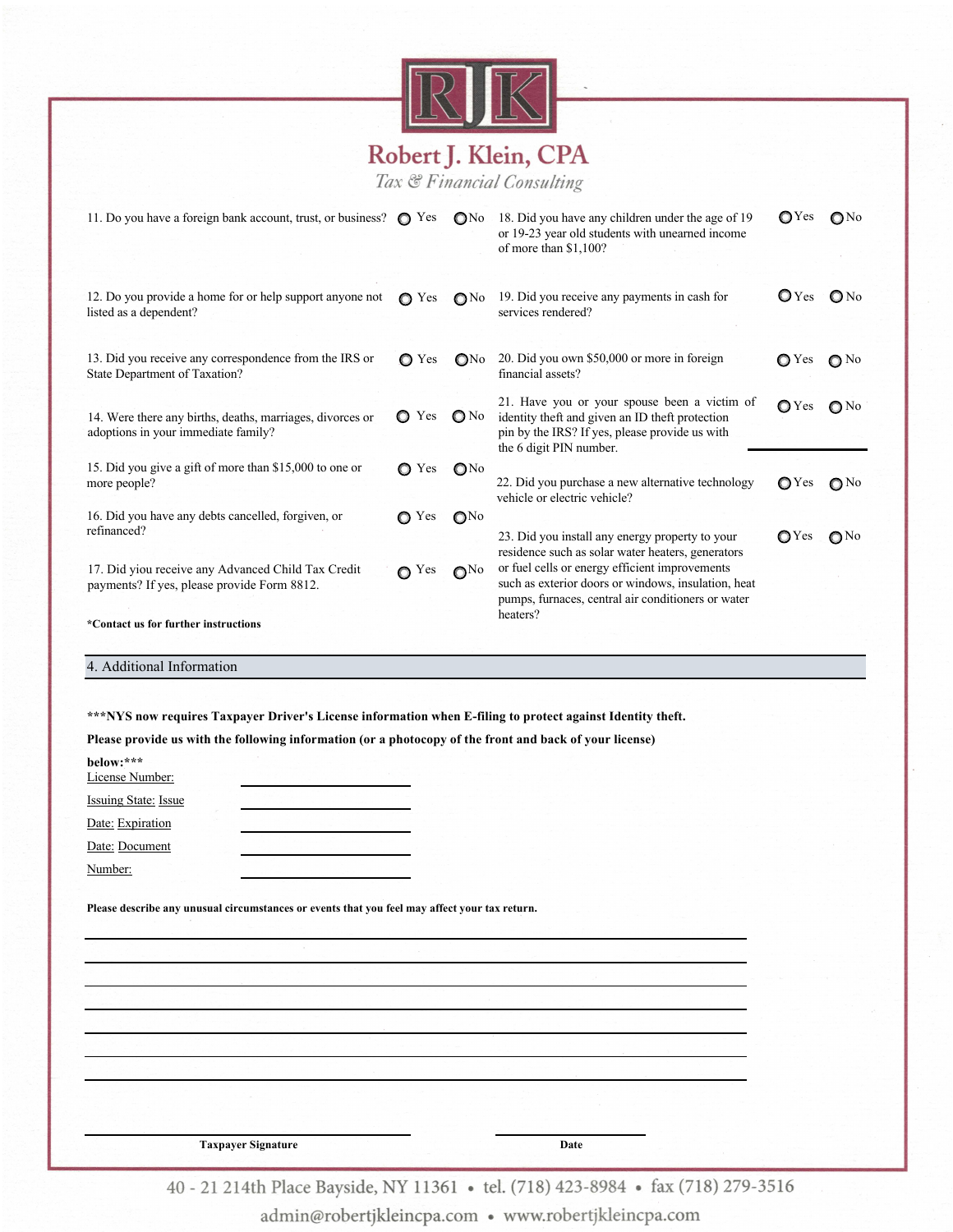# Robert J. Klein, CPA

*Tax & Financial Consulting*

11. Do you have a foreign bank account, trust, or business? ○ Yes ○ No

12. Do you provide a home for or help support anyone not listed as a dependent? ○ Yes ○ No

13. Did you receive any correspondence from the IRS or State Department of Taxation? ○ Yes ○ No

14. Were there any births, deaths, marriages, divorces or adoptions in your immediate family? ○ Yes ○ No

15. Did you give a gift of more than $15,000 to one or more people? ○ Yes ○ No

16. Did you have any debts cancelled, forgiven, or refinanced? ○ Yes ○ No

17. Did yiou receive any Advanced Child Tax Credit payments? If yes, please provide Form 8812. ○ Yes ○ No

**\*Contact us for further instructions**

18. Did you have any children under the age of 19 or 19-23 year old students with unearned income of more than $1,100? ○ Yes ○ No

19. Did you receive any payments in cash for services rendered? ○ Yes ○ No

20. Did you own $50,000 or more in foreign financial assets? ○ Yes ○ No

21. Have you or your spouse been a victim of identity theft and given an ID theft protection pin by the IRS? If yes, please provide us with the 6 digit PIN number. ○ Yes ○ No

\_\_\_\_\_\_\_\_\_\_\_\_\_\_\_\_\_\_\_\_

22. Did you purchase a new alternative technology vehicle or electric vehicle? ○ Yes ○ No

23. Did you install any energy property to your residence such as solar water heaters, generators or fuel cells or energy efficient improvements such as exterior doors or windows, insulation, heat pumps, furnaces, central air conditioners or water heaters? ○ Yes ○ No

## 4. Additional Information

**\*\*\*NYS now requires Taxpayer Driver's License information when E-filing to protect against Identity theft.**

**Please provide us with the following information (or a photocopy of the front and back of your license) below:\*\*\***

License Number: \_\_\_\_\_\_\_\_\_\_\_\_\_\_\_\_\_\_\_\_

Issuing State: \_\_\_\_\_\_\_\_\_\_\_\_\_\_\_\_\_\_\_\_

Issue Date: \_\_\_\_\_\_\_\_\_\_\_\_\_\_\_\_\_\_\_\_

Expiration Date: \_\_\_\_\_\_\_\_\_\_\_\_\_\_\_\_\_\_\_\_

Document Number: \_\_\_\_\_\_\_\_\_\_\_\_\_\_\_\_\_\_\_\_

**Please describe any unusual circumstances or events that you feel may affect your tax return.**

\_\_\_\_\_\_\_\_\_\_\_\_\_\_\_\_\_\_\_\_\_\_\_\_\_\_\_\_\_\_\_\_\_\_\_\_\_\_\_\_\_\_\_\_\_\_\_\_\_\_\_\_\_\_\_\_

\_\_\_\_\_\_\_\_\_\_\_\_\_\_\_\_\_\_\_\_\_\_\_\_\_\_\_\_\_\_\_\_\_\_\_\_\_\_\_\_\_\_\_\_\_\_\_\_\_\_\_\_\_\_\_\_

\_\_\_\_\_\_\_\_\_\_\_\_\_\_\_\_\_\_\_\_\_\_\_\_\_\_\_\_\_\_\_\_\_\_\_\_\_\_\_\_\_\_\_\_\_\_\_\_\_\_\_\_\_\_\_\_

\_\_\_\_\_\_\_\_\_\_\_\_\_\_\_\_\_\_\_\_\_\_\_\_\_\_\_\_\_\_\_\_\_\_\_\_\_\_\_\_\_\_\_\_\_\_\_\_\_\_\_\_\_\_\_\_

\_\_\_\_\_\_\_\_\_\_\_\_\_\_\_\_\_\_\_\_\_\_\_\_\_\_\_\_\_\_\_\_\_\_\_\_\_\_\_\_\_\_\_\_\_\_\_\_\_\_\_\_\_\_\_\_

\_\_\_\_\_\_\_\_\_\_\_\_\_\_\_\_\_\_\_\_\_\_\_\_\_\_\_\_\_\_\_\_\_\_\_\_\_\_\_\_\_\_\_\_\_\_\_\_\_\_\_\_\_\_\_\_

\_\_\_\_\_\_\_\_\_\_\_\_\_\_\_\_\_\_\_\_\_\_\_\_\_\_\_\_\_\_\_\_\_\_\_\_\_\_\_\_\_\_\_\_\_\_\_\_\_\_\_\_\_\_\_\_

\_\_\_\_\_\_\_\_\_\_\_\_\_\_\_\_\_\_\_\_\_\_\_\_\_\_\_\_ \_\_\_\_\_\_\_\_\_\_\_\_\_\_\_\_\_\_\_\_

**Taxpayer Signature** **Date**

40 - 21 214th Place Bayside, NY 11361 • tel. (718) 423-8984 • fax (718) 279-3516

admin@robertjkleincpa.com • www.robertjkleincpa.com